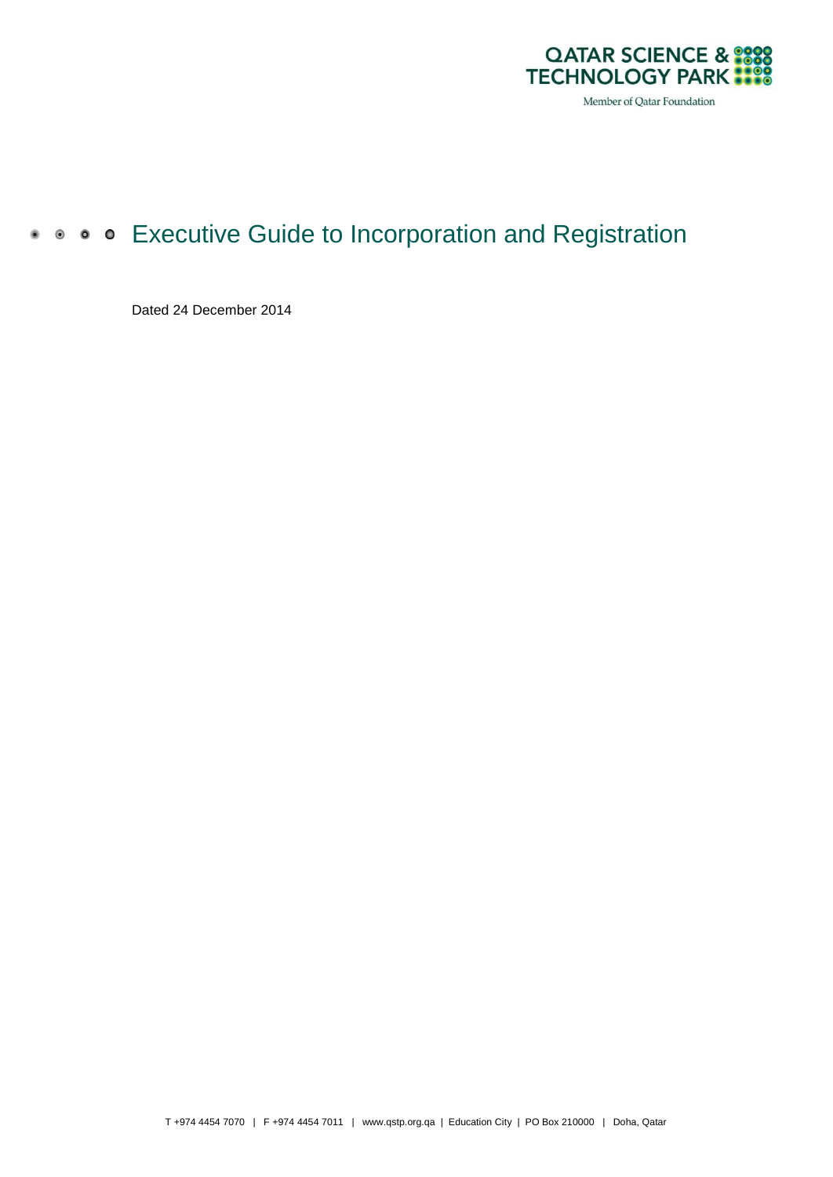QATAR SCIENCE & TECHNOLOGY PARK

Member of Qatar Foundation

# Executive Guide to Incorporation and Registration

Dated 24 December 2014

T +974 4454 7070 | F +974 4454 7011 | www.qstp.org.qa | Education City | PO Box 210000 | Doha, Qatar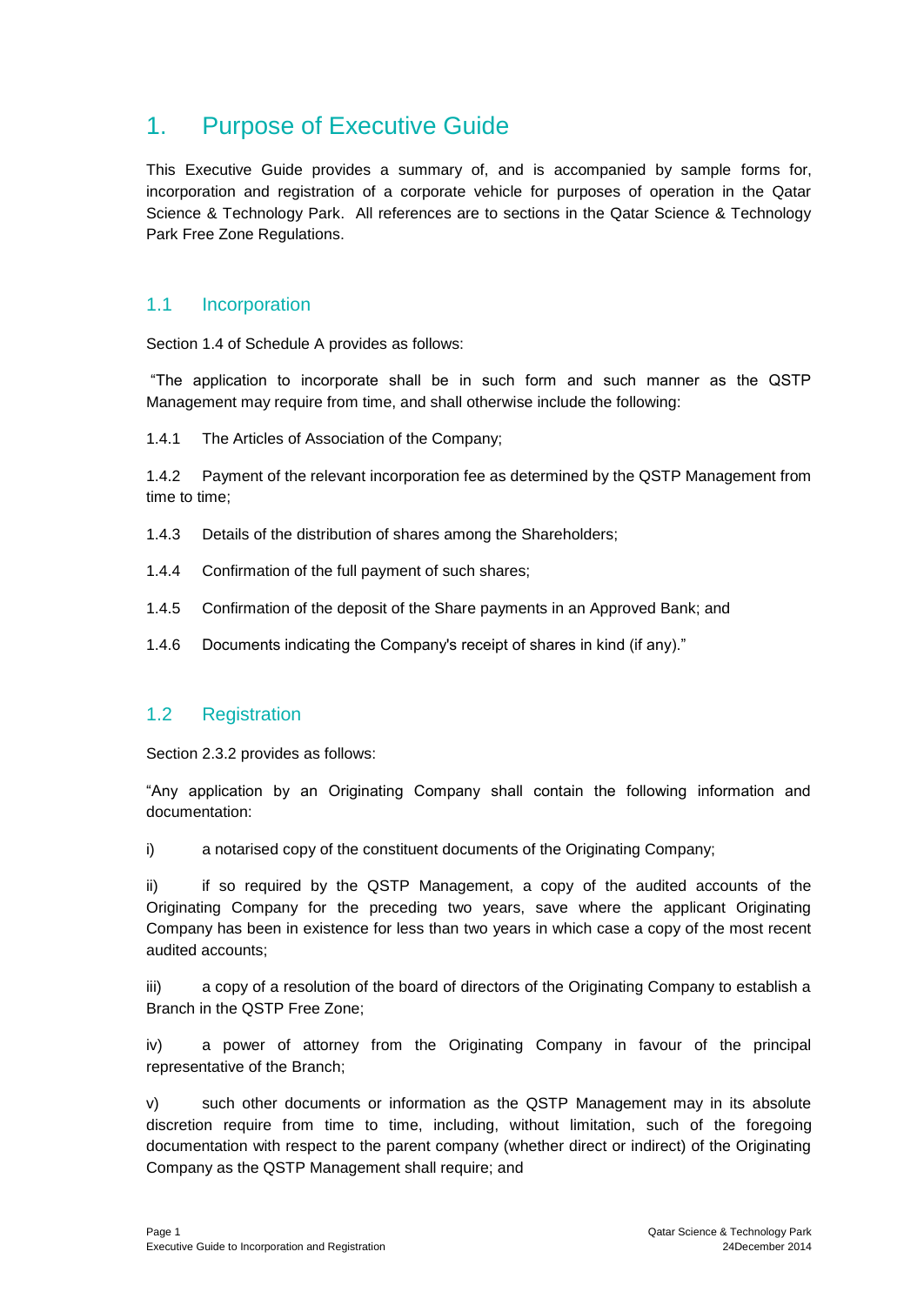# 1. Purpose of Executive Guide

This Executive Guide provides a summary of, and is accompanied by sample forms for, incorporation and registration of a corporate vehicle for purposes of operation in the Qatar Science & Technology Park. All references are to sections in the Qatar Science & Technology Park Free Zone Regulations.

## 1.1 Incorporation

Section 1.4 of Schedule A provides as follows:

"The application to incorporate shall be in such form and such manner as the QSTP Management may require from time, and shall otherwise include the following:

1.4.1 The Articles of Association of the Company;

1.4.2 Payment of the relevant incorporation fee as determined by the QSTP Management from time to time;

1.4.3 Details of the distribution of shares among the Shareholders;

1.4.4 Confirmation of the full payment of such shares;

1.4.5 Confirmation of the deposit of the Share payments in an Approved Bank; and

1.4.6 Documents indicating the Company's receipt of shares in kind (if any)."

## 1.2 Registration

Section 2.3.2 provides as follows:

"Any application by an Originating Company shall contain the following information and documentation:

i) a notarised copy of the constituent documents of the Originating Company;

ii) if so required by the QSTP Management, a copy of the audited accounts of the Originating Company for the preceding two years, save where the applicant Originating Company has been in existence for less than two years in which case a copy of the most recent audited accounts;

iii) a copy of a resolution of the board of directors of the Originating Company to establish a Branch in the QSTP Free Zone;

iv) a power of attorney from the Originating Company in favour of the principal representative of the Branch;

v) such other documents or information as the QSTP Management may in its absolute discretion require from time to time, including, without limitation, such of the foregoing documentation with respect to the parent company (whether direct or indirect) of the Originating Company as the QSTP Management shall require; and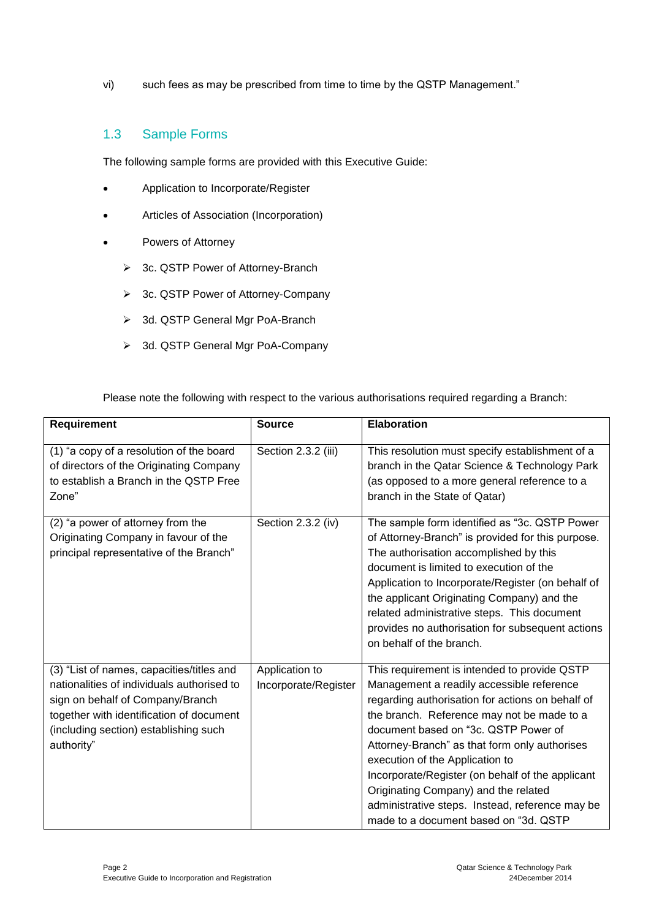vi) such fees as may be prescribed from time to time by the QSTP Management."

## 1.3 Sample Forms

The following sample forms are provided with this Executive Guide:

- Application to Incorporate/Register
- Articles of Association (Incorporation)
- Powers of Attorney
  - 3c. QSTP Power of Attorney-Branch
  - 3c. QSTP Power of Attorney-Company
  - 3d. QSTP General Mgr PoA-Branch
  - 3d. QSTP General Mgr PoA-Company

Please note the following with respect to the various authorisations required regarding a Branch:

| Requirement | Source | Elaboration |
|---|---|---|
| (1) "a copy of a resolution of the board of directors of the Originating Company to establish a Branch in the QSTP Free Zone" | Section 2.3.2 (iii) | This resolution must specify establishment of a branch in the Qatar Science & Technology Park (as opposed to a more general reference to a branch in the State of Qatar) |
| (2) "a power of attorney from the Originating Company in favour of the principal representative of the Branch" | Section 2.3.2 (iv) | The sample form identified as "3c. QSTP Power of Attorney-Branch" is provided for this purpose. The authorisation accomplished by this document is limited to execution of the Application to Incorporate/Register (on behalf of the applicant Originating Company) and the related administrative steps. This document provides no authorisation for subsequent actions on behalf of the branch. |
| (3) "List of names, capacities/titles and nationalities of individuals authorised to sign on behalf of Company/Branch together with identification of document (including section) establishing such authority" | Application to Incorporate/Register | This requirement is intended to provide QSTP Management a readily accessible reference regarding authorisation for actions on behalf of the branch. Reference may not be made to a document based on "3c. QSTP Power of Attorney-Branch" as that form only authorises execution of the Application to Incorporate/Register (on behalf of the applicant Originating Company) and the related administrative steps. Instead, reference may be made to a document based on "3d. QSTP |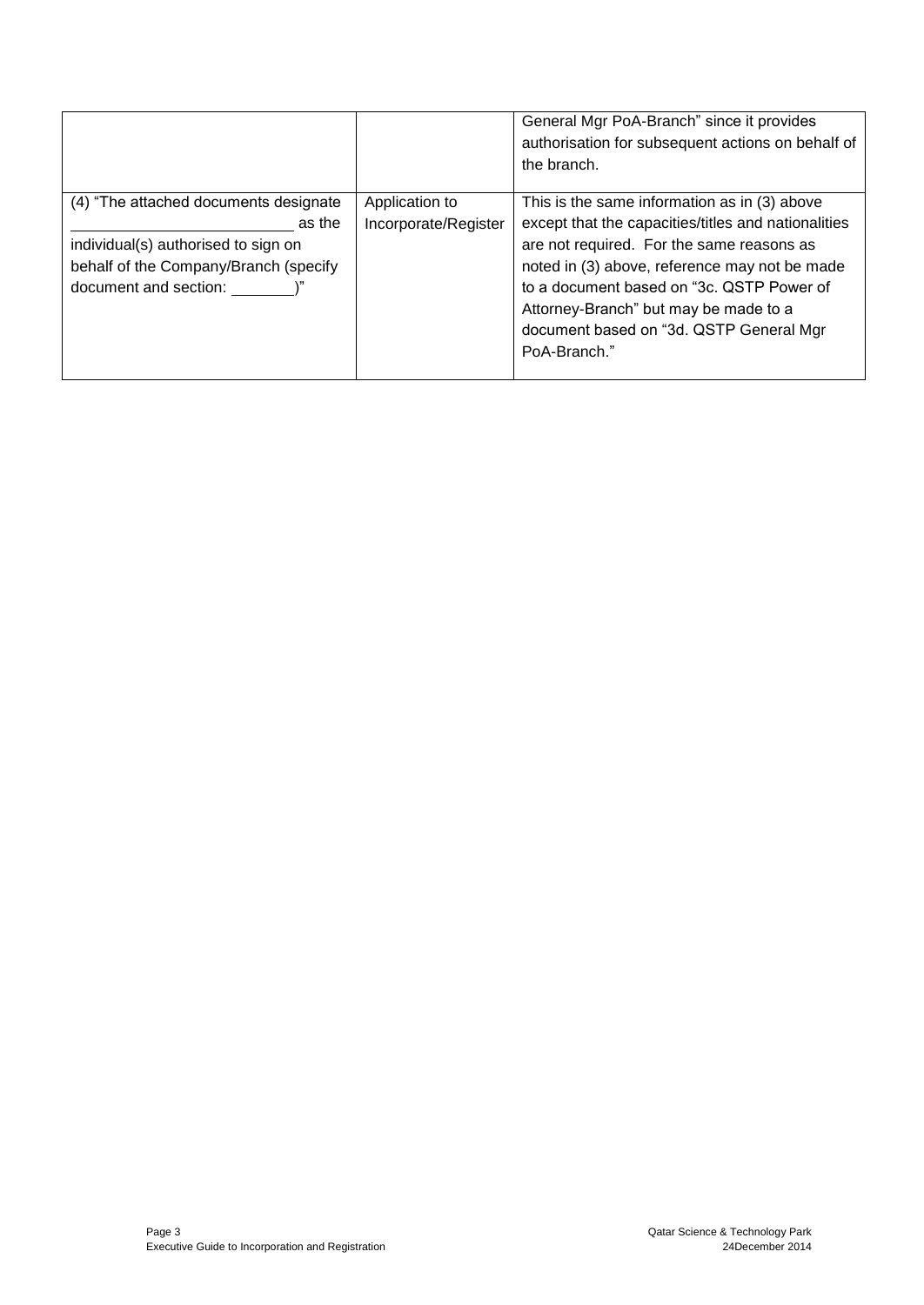| | | |
|---|---|---|
| | | General Mgr PoA-Branch" since it provides authorisation for subsequent actions on behalf of the branch. |
| (4) "The attached documents designate ________________________ as the individual(s) authorised to sign on behalf of the Company/Branch (specify document and section: ________)" | Application to Incorporate/Register | This is the same information as in (3) above except that the capacities/titles and nationalities are not required. For the same reasons as noted in (3) above, reference may not be made to a document based on "3c. QSTP Power of Attorney-Branch" but may be made to a document based on "3d. QSTP General Mgr PoA-Branch." |